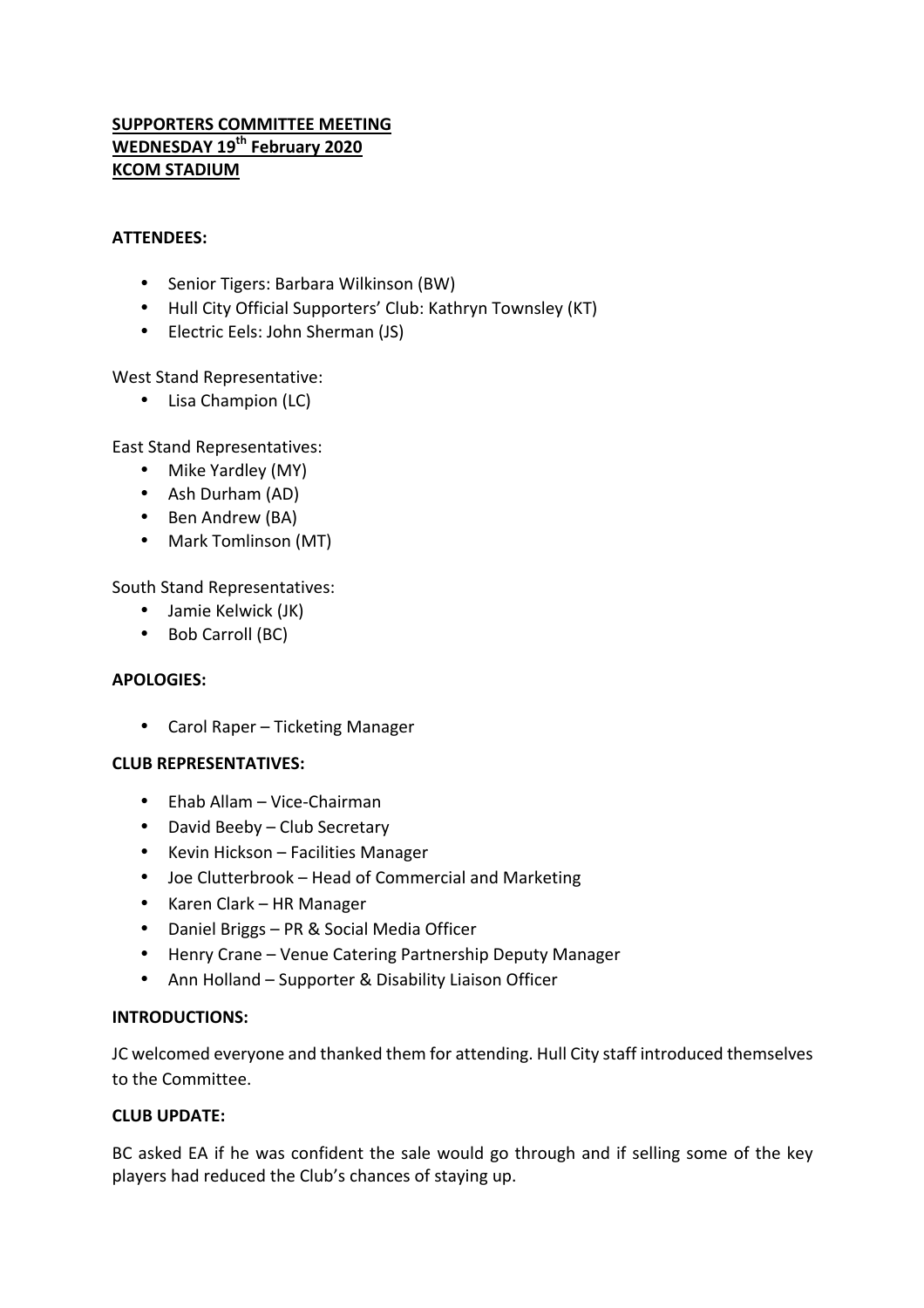**SUPPORTERS COMMITTEE MEETING**
**WEDNESDAY 19th February 2020**
**KCOM STADIUM**

**ATTENDEES:**

- Senior Tigers: Barbara Wilkinson (BW)
- Hull City Official Supporters' Club: Kathryn Townsley (KT)
- Electric Eels: John Sherman (JS)

West Stand Representative:

- Lisa Champion (LC)

East Stand Representatives:

- Mike Yardley (MY)
- Ash Durham (AD)
- Ben Andrew (BA)
- Mark Tomlinson (MT)

South Stand Representatives:

- Jamie Kelwick (JK)
- Bob Carroll (BC)

**APOLOGIES:**

- Carol Raper – Ticketing Manager

**CLUB REPRESENTATIVES:**

- Ehab Allam – Vice-Chairman
- David Beeby – Club Secretary
- Kevin Hickson – Facilities Manager
- Joe Clutterbrook – Head of Commercial and Marketing
- Karen Clark – HR Manager
- Daniel Briggs – PR & Social Media Officer
- Henry Crane – Venue Catering Partnership Deputy Manager
- Ann Holland – Supporter & Disability Liaison Officer

**INTRODUCTIONS:**

JC welcomed everyone and thanked them for attending. Hull City staff introduced themselves to the Committee.

**CLUB UPDATE:**

BC asked EA if he was confident the sale would go through and if selling some of the key players had reduced the Club's chances of staying up.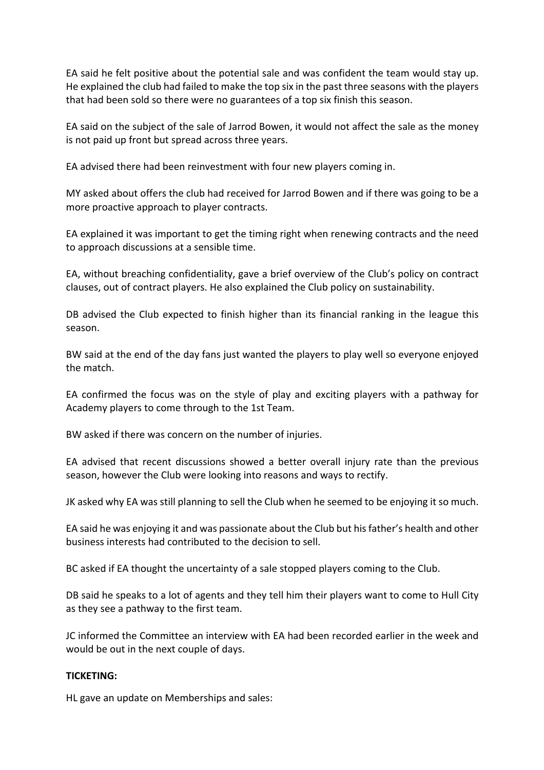EA said he felt positive about the potential sale and was confident the team would stay up. He explained the club had failed to make the top six in the past three seasons with the players that had been sold so there were no guarantees of a top six finish this season.

EA said on the subject of the sale of Jarrod Bowen, it would not affect the sale as the money is not paid up front but spread across three years.

EA advised there had been reinvestment with four new players coming in.

MY asked about offers the club had received for Jarrod Bowen and if there was going to be a more proactive approach to player contracts.

EA explained it was important to get the timing right when renewing contracts and the need to approach discussions at a sensible time.

EA, without breaching confidentiality, gave a brief overview of the Club's policy on contract clauses, out of contract players. He also explained the Club policy on sustainability.

DB advised the Club expected to finish higher than its financial ranking in the league this season.

BW said at the end of the day fans just wanted the players to play well so everyone enjoyed the match.

EA confirmed the focus was on the style of play and exciting players with a pathway for Academy players to come through to the 1st Team.

BW asked if there was concern on the number of injuries.

EA advised that recent discussions showed a better overall injury rate than the previous season, however the Club were looking into reasons and ways to rectify.

JK asked why EA was still planning to sell the Club when he seemed to be enjoying it so much.

EA said he was enjoying it and was passionate about the Club but his father's health and other business interests had contributed to the decision to sell.

BC asked if EA thought the uncertainty of a sale stopped players coming to the Club.

DB said he speaks to a lot of agents and they tell him their players want to come to Hull City as they see a pathway to the first team.

JC informed the Committee an interview with EA had been recorded earlier in the week and would be out in the next couple of days.

**TICKETING:**

HL gave an update on Memberships and sales: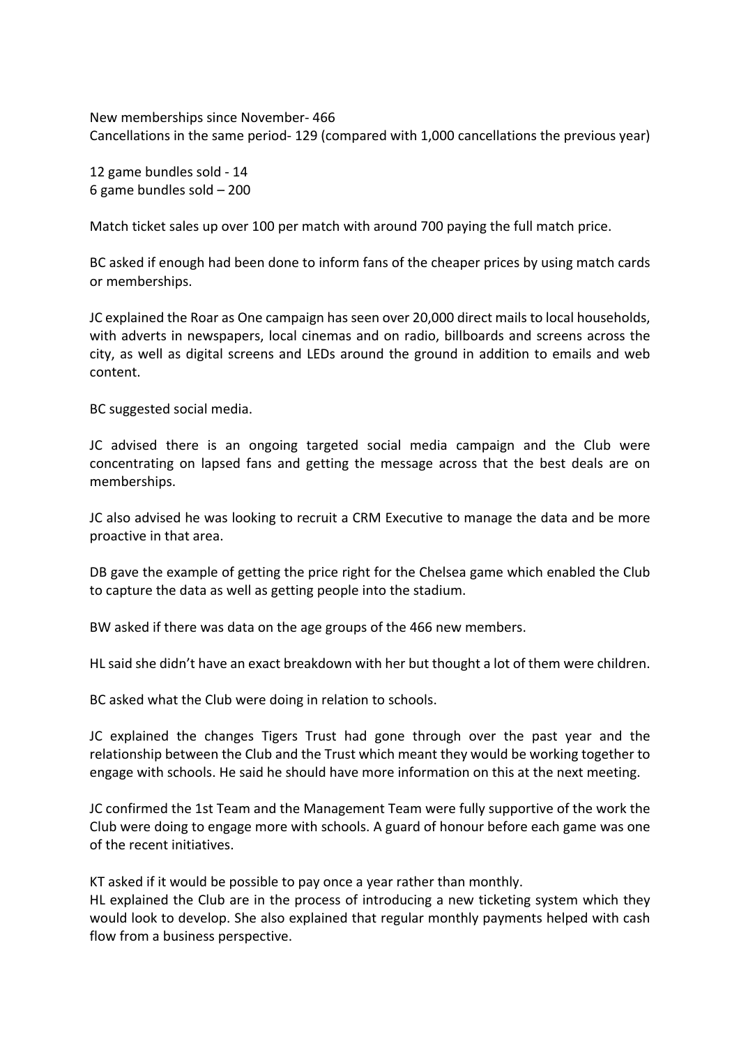New memberships since November- 466
Cancellations in the same period- 129 (compared with 1,000 cancellations the previous year)

12 game bundles sold - 14
6 game bundles sold – 200

Match ticket sales up over 100 per match with around 700 paying the full match price.

BC asked if enough had been done to inform fans of the cheaper prices by using match cards or memberships.

JC explained the Roar as One campaign has seen over 20,000 direct mails to local households, with adverts in newspapers, local cinemas and on radio, billboards and screens across the city, as well as digital screens and LEDs around the ground in addition to emails and web content.

BC suggested social media.

JC advised there is an ongoing targeted social media campaign and the Club were concentrating on lapsed fans and getting the message across that the best deals are on memberships.

JC also advised he was looking to recruit a CRM Executive to manage the data and be more proactive in that area.

DB gave the example of getting the price right for the Chelsea game which enabled the Club to capture the data as well as getting people into the stadium.

BW asked if there was data on the age groups of the 466 new members.

HL said she didn't have an exact breakdown with her but thought a lot of them were children.

BC asked what the Club were doing in relation to schools.

JC explained the changes Tigers Trust had gone through over the past year and the relationship between the Club and the Trust which meant they would be working together to engage with schools. He said he should have more information on this at the next meeting.

JC confirmed the 1st Team and the Management Team were fully supportive of the work the Club were doing to engage more with schools. A guard of honour before each game was one of the recent initiatives.

KT asked if it would be possible to pay once a year rather than monthly.
HL explained the Club are in the process of introducing a new ticketing system which they would look to develop. She also explained that regular monthly payments helped with cash flow from a business perspective.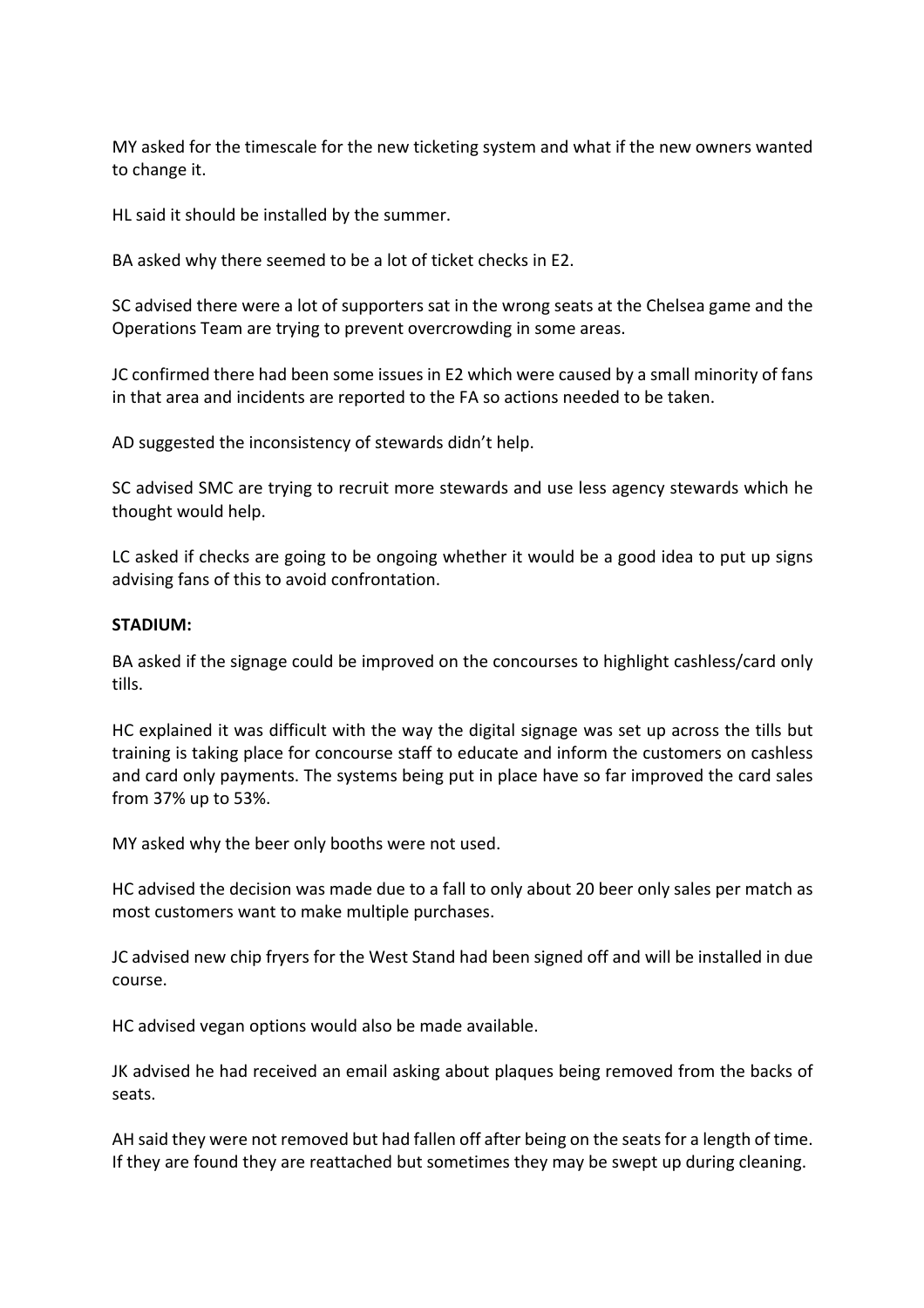MY asked for the timescale for the new ticketing system and what if the new owners wanted to change it.

HL said it should be installed by the summer.

BA asked why there seemed to be a lot of ticket checks in E2.

SC advised there were a lot of supporters sat in the wrong seats at the Chelsea game and the Operations Team are trying to prevent overcrowding in some areas.

JC confirmed there had been some issues in E2 which were caused by a small minority of fans in that area and incidents are reported to the FA so actions needed to be taken.

AD suggested the inconsistency of stewards didn't help.

SC advised SMC are trying to recruit more stewards and use less agency stewards which he thought would help.

LC asked if checks are going to be ongoing whether it would be a good idea to put up signs advising fans of this to avoid confrontation.

**STADIUM:**

BA asked if the signage could be improved on the concourses to highlight cashless/card only tills.

HC explained it was difficult with the way the digital signage was set up across the tills but training is taking place for concourse staff to educate and inform the customers on cashless and card only payments. The systems being put in place have so far improved the card sales from 37% up to 53%.

MY asked why the beer only booths were not used.

HC advised the decision was made due to a fall to only about 20 beer only sales per match as most customers want to make multiple purchases.

JC advised new chip fryers for the West Stand had been signed off and will be installed in due course.

HC advised vegan options would also be made available.

JK advised he had received an email asking about plaques being removed from the backs of seats.

AH said they were not removed but had fallen off after being on the seats for a length of time. If they are found they are reattached but sometimes they may be swept up during cleaning.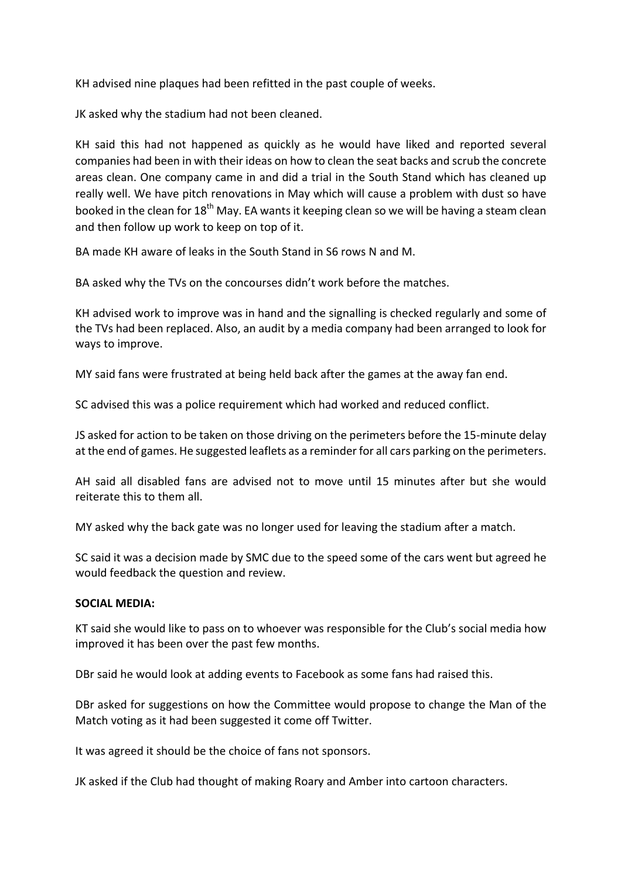KH advised nine plaques had been refitted in the past couple of weeks.

JK asked why the stadium had not been cleaned.

KH said this had not happened as quickly as he would have liked and reported several companies had been in with their ideas on how to clean the seat backs and scrub the concrete areas clean. One company came in and did a trial in the South Stand which has cleaned up really well. We have pitch renovations in May which will cause a problem with dust so have booked in the clean for 18th May. EA wants it keeping clean so we will be having a steam clean and then follow up work to keep on top of it.

BA made KH aware of leaks in the South Stand in S6 rows N and M.

BA asked why the TVs on the concourses didn't work before the matches.

KH advised work to improve was in hand and the signalling is checked regularly and some of the TVs had been replaced. Also, an audit by a media company had been arranged to look for ways to improve.

MY said fans were frustrated at being held back after the games at the away fan end.

SC advised this was a police requirement which had worked and reduced conflict.

JS asked for action to be taken on those driving on the perimeters before the 15-minute delay at the end of games. He suggested leaflets as a reminder for all cars parking on the perimeters.

AH said all disabled fans are advised not to move until 15 minutes after but she would reiterate this to them all.

MY asked why the back gate was no longer used for leaving the stadium after a match.

SC said it was a decision made by SMC due to the speed some of the cars went but agreed he would feedback the question and review.

**SOCIAL MEDIA:**

KT said she would like to pass on to whoever was responsible for the Club's social media how improved it has been over the past few months.

DBr said he would look at adding events to Facebook as some fans had raised this.

DBr asked for suggestions on how the Committee would propose to change the Man of the Match voting as it had been suggested it come off Twitter.

It was agreed it should be the choice of fans not sponsors.

JK asked if the Club had thought of making Roary and Amber into cartoon characters.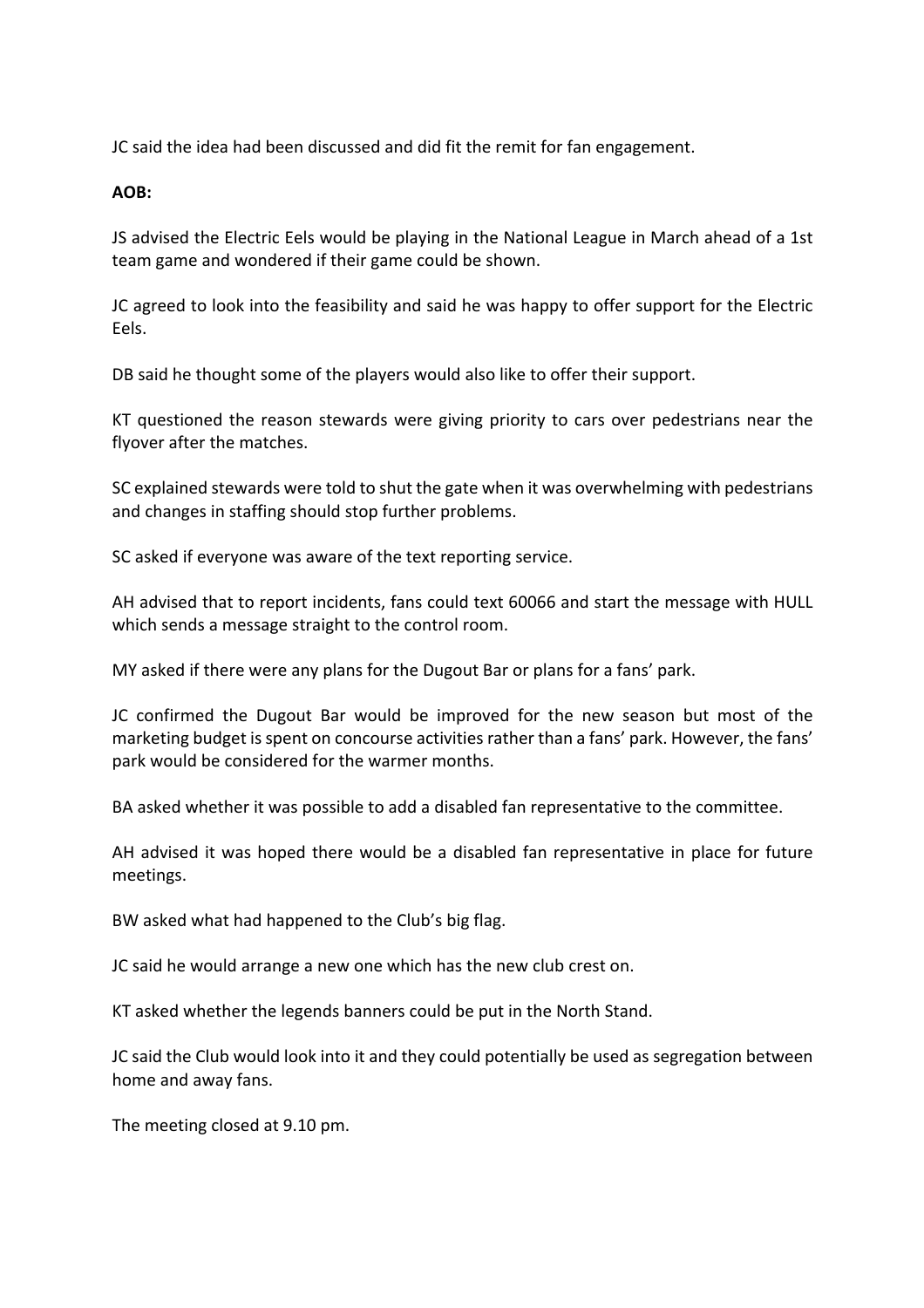JC said the idea had been discussed and did fit the remit for fan engagement.

**AOB:**

JS advised the Electric Eels would be playing in the National League in March ahead of a 1st team game and wondered if their game could be shown.

JC agreed to look into the feasibility and said he was happy to offer support for the Electric Eels.

DB said he thought some of the players would also like to offer their support.

KT questioned the reason stewards were giving priority to cars over pedestrians near the flyover after the matches.

SC explained stewards were told to shut the gate when it was overwhelming with pedestrians and changes in staffing should stop further problems.

SC asked if everyone was aware of the text reporting service.

AH advised that to report incidents, fans could text 60066 and start the message with HULL which sends a message straight to the control room.

MY asked if there were any plans for the Dugout Bar or plans for a fans' park.

JC confirmed the Dugout Bar would be improved for the new season but most of the marketing budget is spent on concourse activities rather than a fans' park. However, the fans' park would be considered for the warmer months.

BA asked whether it was possible to add a disabled fan representative to the committee.

AH advised it was hoped there would be a disabled fan representative in place for future meetings.

BW asked what had happened to the Club's big flag.

JC said he would arrange a new one which has the new club crest on.

KT asked whether the legends banners could be put in the North Stand.

JC said the Club would look into it and they could potentially be used as segregation between home and away fans.

The meeting closed at 9.10 pm.